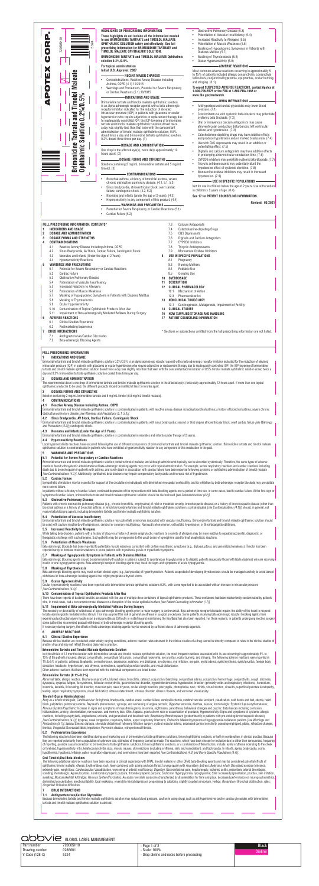# APOTEX CORP.

# Brimonidine Tartrate and Timolol Maleate Ophthalmic Solution 0.2%/0.5%

## HIGHLIGHTS OF PRESCRIBING INFORMATION

These highlights do not include all the information needed to use BRIMONIDINE TARTRATE and TIMOLOL MALEATE OPHTHALMIC SOLUTION safely and effectively. See full prescribing information for BRIMONIDINE TARTRATE and TIMOLOL MALEATE OPHTHALMIC SOLUTION.

BRIMONIDINE TARTRATE and TIMOLOL MALEATE Ophthalmic solution 0.2%/0.5%

For topical administration
Initial U.S. Approval: 2007

### RECENT MAJOR CHANGES

- Contraindications, Reactive Airway Disease Including Asthma, COPD (4.1) 10/2015
- Warnings and Precautions, Potential for Severe Respiratory or Cardiac Reactions (5.1) 10/2015

### INDICATIONS AND USAGE

Brimonidine tartrate and timolol maleate ophthalmic solution is an alpha-adrenergic receptor agonist with a beta-adrenergic receptor inhibitor indicated for the reduction of elevated intraocular pressure (IOP) in patients with glaucoma or ocular hypertension who require adjunctive or replacement therapy due to inadequately controlled IOP; the IOP-lowering of brimonidine tartrate and timolol maleate ophthalmic solution dosed twice a day was slightly less than that seen with the concomitant administration of timolol maleate ophthalmic solution, 0.5% dosed twice a day and brimonidine tartrate ophthalmic solution, 0.2% dosed three times per day. (1)

### DOSAGE AND ADMINISTRATION

One drop in the affected eye(s), twice daily approximately 12 hours apart. (2)

### DOSAGE FORMS AND STRENGTHS

Solution containing 2 mg/mL brimonidine tartrate and 5 mg/mL timolol. (3)

### CONTRAINDICATIONS

- Bronchial asthma, a history of bronchial asthma, severe chronic obstructive pulmonary disease. (4.1, 5.1, 5.3)
- Sinus bradycardia, atrioventricular block, overt cardiac failure, cardiogenic shock. (4.2, 5.2)
- Neonates and infants (under the age of 2 years). (4.3)
- Hypersensitivity to any component of this product. (4.4)

### WARNINGS AND PRECAUTIONS

- Potential for Severe Respiratory or Cardiac Reactions (5.1)
- Cardiac Failure (5.2)
- Obstructive Pulmonary Disease (5.3)
- Potentiation of Vascular Insufficiency (5.4)
- Increased Reactivity to Allergens (5.5)
- Potentiation of Muscle Weakness (5.6)
- Masking of Hypoglycemic Symptoms in Patients with Diabetes Mellitus (5.7)
- Masking of Thyrotoxicosis (5.8)
- Ocular Hypersensitivity (5.9)

### ADVERSE REACTIONS

Most common adverse reactions occurring in approximately 5 to 15% of patients included allergic conjunctivitis, conjunctival folliculosis, conjunctival hyperemia, eye pruritus, ocular burning, and stinging. (6.1)

**To report SUSPECTED ADVERSE REACTIONS, contact Apotex at 1-800-706-5575 or the FDA at 1-800-FDA-1088 or www.fda.gov/medwatch.**

### DRUG INTERACTIONS

- Antihypertensives/cardiac glycosides may lower blood pressure. (7.1)
- Concomitant use with systemic beta-blockers may potentiate systemic beta blockade. (7.2)
- Oral or intravenous calcium antagonists may cause atrioventricular conduction disturbances, left ventricular failure, and hypotension. (7.3)
- Catecholamine-depleting drugs may have additive effects and produce hypotension and/or marked bradycardia. (7.4)
- Use with CNS depressants may result in an additive or potentiating effect. (7.5)
- Digitalis and calcium antagonists may have additive effects in prolonging atrioventricular conduction time. (7.6)
- CYP2D6 inhibitors may potentiate systemic beta-blockade. (7.7)
- Tricyclic antidepressants may potentially blunt the hypotensive effect of systemic clonidine. (7.8)
- Monoamine oxidase inhibitors may result in increased hypotension. (7.9)

### USE IN SPECIFIC POPULATIONS

Not for use in children below the age of 2 years. Use with caution in children ≥ 2 years of age. (8.4)

**See 17 for PATIENT COUNSELING INFORMATION.**

**Revised: 03/2021**

## FULL PRESCRIBING INFORMATION: CONTENTS*

1 INDICATIONS AND USAGE
2 DOSAGE AND ADMINISTRATION
3 DOSAGE FORMS AND STRENGTHS
4 CONTRAINDICATIONS
- 4.1 Reactive Airway Disease Including Asthma, COPD
- 4.2 Sinus Bradycardia, AV Block, Cardiac Failure, Cardiogenic Shock
- 4.3 Neonates and Infants (Under the Age of 2 Years)
- 4.4 Hypersensitivity Reactions

5 WARNINGS AND PRECAUTIONS
- 5.1 Potential for Severe Respiratory or Cardiac Reactions
- 5.2 Cardiac Failure
- 5.3 Obstructive Pulmonary Disease
- 5.4 Potentiation of Vascular Insufficiency
- 5.5 Increased Reactivity to Allergens
- 5.6 Potentiation of Muscle Weakness
- 5.7 Masking of Hypoglycemic Symptoms in Patients with Diabetes Mellitus
- 5.8 Masking of Thyrotoxicosis
- 5.9 Ocular Hypersensitivity
- 5.10 Contamination of Topical Ophthalmic Products After Use
- 5.11 Impairment of Beta-adrenergically Mediated Reflexes During Surgery

6 ADVERSE REACTIONS
- 6.1 Clinical Studies Experience
- 6.2 Postmarketing Experience

7 DRUG INTERACTIONS
- 7.1 Antihypertensives/Cardiac Glycosides
- 7.2 Beta-adrenergic Blocking Agents
- 7.3 Calcium Antagonists
- 7.4 Catecholamine-depleting Drugs
- 7.5 CNS Depressants
- 7.6 Digitalis and Calcium Antagonists
- 7.7 CYP2D6 Inhibitors
- 7.8 Tricyclic Antidepressants
- 7.9 Monoamine Oxidase Inhibitors

8 USE IN SPECIFIC POPULATIONS
- 8.1 Pregnancy
- 8.3 Nursing Mothers
- 8.4 Pediatric Use
- 8.5 Geriatric Use

10 OVERDOSAGE
11 DESCRIPTION
12 CLINICAL PHARMACOLOGY
- 12.1 Mechanism of Action
- 12.3 Pharmacokinetics

13 NONCLINICAL TOXICOLOGY
- 13.1 Carcinogenesis, Mutagenesis, Impairment of Fertility

14 CLINICAL STUDIES
16 HOW SUPPLIED/STORAGE AND HANDLING
17 PATIENT COUNSELING INFORMATION

\* Sections or subsections omitted from the full prescribing information are not listed.

## FULL PRESCRIBING INFORMATION

### 1 INDICATIONS AND USAGE

Brimonidine tartrate and timolol maleate ophthalmic solution 0.2%/0.5% is an alpha-adrenergic receptor agonist with a beta-adrenergic receptor inhibitor indicated for the reduction of elevated intraocular pressure (IOP) in patients with glaucoma or ocular hypertension who require adjunctive or replacement therapy due to inadequately controlled IOP; the IOP-lowering of brimonidine tartrate and timolol maleate ophthalmic solution dosed twice a day was slightly less than that seen with the concomitant administration of 0.5% timolol maleate ophthalmic solution dosed twice a day and 0.2% brimonidine tartrate ophthalmic solution dosed three times per day.

### 2 DOSAGE AND ADMINISTRATION

The recommended dose is one drop of brimonidine tartrate and timolol maleate ophthalmic solution in the affected eye(s) twice daily approximately 12 hours apart. If more than one topical ophthalmic product is to be used, the different products should be instilled at least 5 minutes apart.

### 3 DOSAGE FORMS AND STRENGTHS

Solution containing 2 mg/mL brimonidine tartrate and 5 mg/mL timolol (6.8 mg/mL timolol maleate).

### 4 CONTRAINDICATIONS

#### 4.1 Reactive Airway Disease Including Asthma, COPD

Brimonidine tartrate and timolol maleate ophthalmic solution is contraindicated in patients with reactive airway disease including bronchial asthma; a history of bronchial asthma; severe chronic obstructive pulmonary disease *[see Warnings and Precautions (5.1, 5.3)]*.

#### 4.2 Sinus Bradycardia, AV Block, Cardiac Failure, Cardiogenic Shock

Brimonidine tartrate and timolol maleate ophthalmic solution is contraindicated in patients with sinus bradycardia; second or third degree atrioventricular block; overt cardiac failure *[see Warnings and Precautions (5.2)]*; cardiogenic shock.

#### 4.3 Neonates and Infants (Under the Age of 2 Years)

Brimonidine tartrate and timolol maleate ophthalmic solution is contraindicated in neonates and infants (under the age of 2 years).

#### 4.4 Hypersensitivity Reactions

Local hypersensitivity reactions have occurred following the use of different components of brimonidine tartrate and timolol maleate ophthalmic solution. Brimonidine tartrate and timolol maleate ophthalmic solution is contraindicated in patients who have exhibited a hypersensitivity reaction to any component of this medication in the past.

### 5 WARNINGS AND PRECAUTIONS

#### 5.1 Potential for Severe Respiratory or Cardiac Reactions

Brimonidine tartrate and timolol maleate ophthalmic solution contains timolol maleate; and although administered topically can be absorbed systemically. Therefore, the same types of adverse reactions found with systemic administration of beta-adrenergic blocking agents may occur with topical administration. For example, severe respiratory reactions and cardiac reactions including death due to bronchospasm in patients with asthma, and rarely death in association with cardiac failure have been reported following systemic or ophthalmic administration of timolol maleate *[see Contraindications (4.1)]*. Additionally, ophthalmic beta-blockers may impair compensatory tachycardia and increase risk of hypotension.

#### 5.2 Cardiac Failure

Sympathetic stimulation may be essential for support of the circulation in individuals with diminished myocardial contractility, and its inhibition by beta-adrenergic receptor blockade may precipitate more severe failure.

In patients without a history of cardiac failure, continued depression of the myocardium with beta-blocking agents over a period of time can, in some cases, lead to cardiac failure. At the first sign or symptom of cardiac failure, brimonidine tartrate and timolol maleate ophthalmic solution should be discontinued *[see Contraindications (4.2)]*.

#### 5.3 Obstructive Pulmonary Disease

Patients with chronic obstructive pulmonary disease (e.g., chronic bronchitis, emphysema) of mild or moderate severity, bronchospastic disease, or a history of bronchospastic disease (other than bronchial asthma or a history of bronchial asthma, in which brimonidine tartrate and timolol maleate ophthalmic solution is contraindicated *[see Contraindications (4.1)]*) should, in general, not receive beta-blocking agents, including brimonidine tartrate and timolol maleate ophthalmic solution.

#### 5.4 Potentiation of Vascular Insufficiency

Brimonidine tartrate and timolol maleate ophthalmic solution may potentiate syndromes associated with vascular insufficiency. Brimonidine tartrate and timolol maleate ophthalmic solution should be used with caution in patients with depression, cerebral or coronary insufficiency, Raynaud's phenomenon, orthostatic hypotension, or thromboangiitis obliterans.

#### 5.5 Increased Reactivity to Allergens

While taking beta-blockers, patients with a history of atopy or a history of severe anaphylactic reactions to a variety of allergens may be more reactive to repeated accidental, diagnostic, or therapeutic challenge with such allergens. Such patients may be unresponsive to the usual doses of epinephrine used to treat anaphylactic reactions.

#### 5.6 Potentiation of Muscle Weakness

Beta-adrenergic blockade has been reported to potentiate muscle weakness consistent with certain myasthenic symptoms (e.g., diplopia, ptosis, and generalized weakness). Timolol has been reported rarely to increase muscle weakness in some patients with myasthenia gravis or myasthenic symptoms.

#### 5.7 Masking of Hypoglycemic Symptoms in Patients with Diabetes Mellitus

Beta-adrenergic blocking agents should be administered with caution in patients subject to spontaneous hypoglycemia or to diabetic patients (especially those with labile diabetes) who are receiving insulin or oral hypoglycemic agents. Beta-adrenergic receptor blocking agents may mask the signs and symptoms of acute hypoglycemia.

#### 5.8 Masking of Thyrotoxicosis

Beta-adrenergic blocking agents may mask certain clinical signs (e.g., tachycardia) of hyperthyroidism. Patients suspected of developing thyrotoxicosis should be managed carefully to avoid abrupt withdrawal of beta-adrenergic blocking agents that might precipitate a thyroid storm.

#### 5.9 Ocular Hypersensitivity

Ocular hypersensitivity reactions have been reported with brimonidine tartrate ophthalmic solutions 0.2%, with some reported to be associated with an increase in intraocular pressure *[see Contraindications (4.4)]*.

#### 5.10 Contamination of Topical Ophthalmic Products After Use

There have been reports of bacterial keratitis associated with the use of multiple-dose containers of topical ophthalmic products. These containers had been inadvertently contaminated by patients who, in most cases, had a concurrent corneal disease or a disruption of the ocular epithelial surface *[see Patient Counseling Information (17)]*.

#### 5.11 Impairment of Beta-adrenergically Mediated Reflexes During Surgery

The necessity or desirability of withdrawal of beta-adrenergic blocking agents prior to major surgery is controversial. Beta-adrenergic receptor blockade impairs the ability of the heart to respond to beta-adrenergically mediated reflex stimuli. This may augment the risk of general anesthesia in surgical procedures. Some patients receiving beta-adrenergic receptor blocking agents have experienced protracted severe hypotension during anesthesia. Difficulty in restarting and maintaining the heartbeat has also been reported. For these reasons, in patients undergoing elective surgery, some authorities recommend gradual withdrawal of beta-adrenergic receptor blocking agents.

If necessary during surgery, the effects of beta-adrenergic blocking agents may be reversed by sufficient doses of adrenergic agonists.

### 6 ADVERSE REACTIONS

#### 6.1 Clinical Studies Experience

Because clinical studies are conducted under widely varying conditions, adverse reaction rates observed in the clinical studies of a drug cannot be directly compared to rates in the clinical studies of another drug and may not reflect the rates observed in practice.

**Brimonidine Tartrate and Timolol Maleate Ophthalmic Solution**

In clinical trials of 12 months duration with brimonidine tartrate and timolol maleate ophthalmic solution, the most frequent reactions associated with its use occurring in approximately 5% to 15% of the patients included: allergic conjunctivitis, conjunctival folliculosis, conjunctival hyperemia, eye pruritus, ocular burning, and stinging. The following adverse reactions were reported in 1% to 5% of patients: asthenia, blepharitis, corneal erosion, depression, epiphora, eye discharge, eye dryness, eye irritation, eye pain, eyelid edema, eyelid erythema, eyelid pruritus, foreign body sensation, headache, hypertension, oral dryness, somnolence, superficial punctate keratitis, and visual disturbance.

Other adverse reactions that have been reported with the individual components are listed below.

**Brimonidine Tartrate (0.1%-0.2%)**

Abnormal taste, allergic reaction, blepharoconjunctivitis, blurred vision, bronchitis, cataract, conjunctival blanching, conjunctival edema, conjunctival hemorrhage, conjunctivitis, cough, dizziness, dyspepsia, dyspnea, fatigue, flu syndrome, follicular conjunctivitis, gastrointestinal disorder, hypercholesterolemia, hypotension, infection (primarily colds and respiratory infections), insomnia, keratitis, lid crusting, lid disorder, muscular pain, nasal dryness, ocular allergic reaction, pharyngitis, photophobia, rash, rhinitis, sinus infection, sinusitis, superficial punctate keratopathy, tearing, upper respiratory symptoms, visual field defect, vitreous detachment, vitreous disorder, vitreous floaters, and worsened visual acuity.

**Timolol (Ocular Administration)**

*Body as a whole:* chest pain; *Cardiovascular:* Arrhythmia, bradycardia, cardiac arrest, cardiac failure, cerebral ischemia, cerebral vascular accident, claudication, cold hands and feet, heart block, palpitation, pulmonary edema, Raynaud's phenomenon, syncope, and worsening of angina pectoris; *Digestive:* anorexia, diarrhea, nausea; *Immunologic:* Systemic lupus erythematosus; *Nervous System/Psychiatric:* Increase in signs and symptoms of myasthenia gravis, insomnia, nightmares, paresthesia, behavioral changes and psychic disturbances including confusion, hallucinations, anxiety, disorientation, nervousness, and memory loss; *Skin:* Alopecia, psoriasiform rash or exacerbation of psoriasis; Hypersensitivity: Signs and symptoms of systemic allergic reactions, including anaphylaxis, angioedema, urticaria, and generalized and localized rash; *Respiratory:* Bronchospasm (predominantly in patients with pre-existing bronchospastic disease) *[see Contraindications (4.1)]*, dyspnea, nasal congestion, respiratory failure, upper respiratory infections; *Endocrine:* Masked symptoms of hypoglycemia in diabetes patients *[see Warnings and Precautions (5.7)]*; *Special Senses:* diplopia, choroidal detachment following filtration surgery, cystoid macular edema, decreased corneal sensitivity, pseudopemphigoid, ptosis, refractive changes, tinnitus; *Urogenital:* Decreased libido, impotence, Peyronie's disease, retroperitoneal fibrosis.

#### 6.2 Postmarketing Experience

The following reactions have been identified during post-marketing use of brimonidine tartrate ophthalmic solutions, timolol ophthalmic solutions, or both in combination, in clinical practice. Because they are reported voluntarily from a population of unknown size, estimates of frequency cannot be made. The reactions, which have been chosen for inclusion due to either their seriousness, frequency of reporting, possible causal connection to brimonidine tartrate ophthalmic solutions, timolol ophthalmic solutions, or a combination of these factors, include: eyelid erythema extending to the cheek or forehead, hypersensitivity, iritis, keratoconjunctivitis sicca, miosis, nausea, skin reactions (including erythema, rash, and vasodilation), and tachycardia. In infants, apnea, bradycardia, coma, hypotension, hypothermia, hypotonia, lethargy, pallor, respiratory depression, and somnolence have been reported *[see Contraindications (4.3) and Use in Specific Populations (8.4)]*.

**Oral Timolol/Oral Beta-blockers**

The following additional adverse reactions have been reported in clinical experience with ORAL timolol maleate or other ORAL beta-blocking agents and may be considered potential effects of ophthalmic timolol maleate: *Allergic:* Erythematous rash, fever combined with aching and sore throat, laryngospasm with respiratory distress; *Body as a whole:* Decreased exercise tolerance, extremity pain, weight loss; *Cardiovascular:* Vasodilatation, worsening of arterial insufficiency; *Digestive:* Gastrointestinal pain, hepatomegaly, ischemic colitis, mesenteric arterial thrombosis, vomiting; *Hematologic:* Agranulocytosis, nonthrombocytopenic purpura, thrombocytopenic purpura; *Endocrine:* Hyperglycemia, hypoglycemia; *Skin:* Increased pigmentation, pruritus, skin irritation, sweating; *Musculoskeletal:* Arthralgia; *Nervous System/Psychiatric:* An acute reversible syndrome characterized by disorientation for time and place, decreased performance on neuropsychometrics, diminished concentration, emotional lability, local weakness, reversible mental depression progressing to catatonia, slightly clouded sensorium, vertigo; *Respiratory:* Bronchial obstruction, rales; *Urogenital:* Urination difficulties.

### 7 DRUG INTERACTIONS

#### 7.1 Antihypertensives/Cardiac Glycosides

Because brimonidine tartrate and timolol maleate ophthalmic solution may reduce blood pressure, caution in using drugs such as antihypertensives and/or cardiac glycosides with brimonidine tartrate and timolol maleate ophthalmic solution is advised.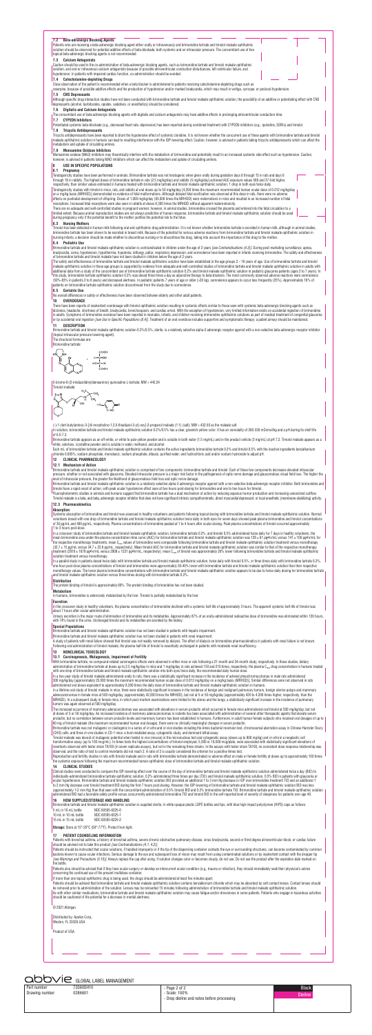### 7.2 Beta-adrenergic Blocking Agents

Patients who are receiving a beta-adrenergic blocking agent either orally or intravenously and brimonidine tartrate and timolol maleate ophthalmic solution should be observed for potential additive effects of beta-blockade, both systemic and on intraocular pressure. The concomitant use of two topical beta-adrenergic blocking agents is not recommended.

### 7.3 Calcium Antagonists

Caution should be used in the co-administration of beta-adrenergic blocking agents, such as brimonidine tartrate and timolol maleate ophthalmic solution, and oral or intravenous calcium antagonists because of possible atrioventricular conduction disturbances, left ventricular failure, and hypotension. In patients with impaired cardiac function, co-administration should be avoided.

### 7.4 Catecholamine-depleting Drugs

Close observation of the patient is recommended when a beta blocker is administered to patients receiving catecholamine-depleting drugs such as reserpine, because of possible additive effects and the production of hypotension and/or marked bradycardia, which may result in vertigo, syncope, or postural hypotension.

### 7.5 CNS Depressants

Although specific drug interaction studies have not been conducted with brimonidine tartrate and timolol maleate ophthalmic solution, the possibility of an additive or potentiating effect with CNS depressants (alcohol, barbiturates, opiates, sedatives, or anesthetics) should be considered.

### 7.6 Digitalis and Calcium Antagonists

The concomitant use of beta-adrenergic blocking agents with digitalis and calcium antagonists may have additive effects in prolonging atrioventricular conduction time.

### 7.7 CYP2D6 Inhibitors

Potentiated systemic beta-blockade (e.g., decreased heart rate, depression) has been reported during combined treatment with CYP2D6 inhibitors (e.g., quinidine, SSRIs) and timolol.

### 7.8 Tricyclic Antidepressants

Tricyclic antidepressants have been reported to blunt the hypotensive effect of systemic clonidine. It is not known whether the concurrent use of these agents with brimonidine tartrate and timolol maleate ophthalmic solution in humans can lead to resulting interference with the IOP-lowering effect. Caution, however, is advised in patients taking tricyclic antidepressants which can affect the metabolism and uptake of circulating amines.

### 7.9 Monoamine Oxidase Inhibitors

Monoamine oxidase (MAO) inhibitors may theoretically interfere with the metabolism of brimonidine and potentially result in an increased systemic side effect such as hypotension. Caution, however, is advised in patients taking MAO inhibitors which can affect the metabolism and uptake of circulating amines.

## 8 USE IN SPECIFIC POPULATIONS

### 8.1 Pregnancy

Teratogenicity studies have been performed in animals. Brimonidine tartrate was not teratogenic when given orally during gestation days 6 through 15 in rats and days 6 through 18 in rabbits. The highest doses of brimonidine tartrate in rats (2.5 mg/kg/day) and rabbits (5 mg/kg/day) achieved AUC exposure values 360 and 20-fold higher, respectively, than similar values estimated in humans treated with brimonidine tartrate and timolol maleate ophthalmic solution, 1 drop in both eyes twice daily.

Teratogenicity studies with timolol in mice, rats, and rabbits at oral doses up to 50 mg/kg/day (4,200 times the maximum recommended human ocular dose of 0.012 mg/kg/day on a mg/kg basis (MRHOD)) demonstrated no evidence of fetal malformations. Although delayed fetal ossification was observed at this dose in rats, there were no adverse effects on postnatal development of offspring. Doses of 1,000 mg/kg/day (83,000 times the MRHOD) were maternotoxic in mice and resulted in an increased number of fetal resorptions. Increased fetal resorptions were also seen in rabbits at doses 8,300 times the MRHOD without apparent maternotoxicity.

There are no adequate and well-controlled studies in pregnant women; however, in animal studies, brimonidine crossed the placenta and entered into the fetal circulation to a limited extent. Because animal reproduction studies are not always predictive of human response, brimonidine tartrate and timolol maleate ophthalmic solution should be used during pregnancy only if the potential benefit to the mother justifies the potential risk to the fetus.

### 8.3 Nursing Mothers

Timolol has been detected in human milk following oral and ophthalmic drug administration. It is not known whether brimonidine tartrate is excreted in human milk, although in animal studies, brimonidine tartrate has been shown to be excreted in breast milk. Because of the potential for serious adverse reactions from brimonidine tartrate and timolol maleate ophthalmic solution in nursing infants, a decision should be made whether to discontinue nursing or to discontinue the drug, taking into account the importance of the drug to the mother.

### 8.4 Pediatric Use

Brimonidine tartrate and timolol maleate ophthalmic solution is contraindicated in children under the age of 2 years [*see Contraindications (4.3)*]. During post-marketing surveillance, apnea, bradycardia, coma, hypotension, hypothermia, hypotonia, lethargy, pallor, respiratory depression, and somnolence have been reported in infants receiving brimonidine. The safety and effectiveness of brimonidine tartrate and timolol maleate have not been studied in children below the age of 2 years.

The safety and effectiveness of brimonidine tartrate and timolol maleate ophthalmic solution have been established in the age groups 2 – 16 years of age. Use of brimonidine tartrate and timolol maleate ophthalmic solution in these age groups is supported by evidence from adequate and well-controlled studies of brimonidine tartrate and timolol maleate ophthalmic solution in adults with additional data from a study of the concomitant use of brimonidine tartrate ophthalmic solution 0.2% and timolol maleate ophthalmic solution in pediatric glaucoma patients (ages 2 to 7 years). In this study, brimonidine tartrate ophthalmic solution 0.2% was dosed three times a day as adjunctive therapy to beta-blockers. The most commonly observed adverse reactions were somnolence (50%-83% in patients 2 to 6 years) and decreased alertness. In pediatric patients 7 years of age or older (>20 kg), somnolence appears to occur less frequently (25%). Approximately 16% of patients on brimonidine tartrate ophthalmic solution discontinued from the study due to somnolence.

### 8.5 Geriatric Use

No overall differences in safety or effectiveness have been observed between elderly and other adult patients.

## 10 OVERDOSAGE

There have been reports of inadvertent overdosage with timolol ophthalmic solution resulting in systemic effects similar to those seen with systemic beta-adrenergic blocking agents such as dizziness, headache, shortness of breath, bradycardia, bronchospasm, and cardiac arrest. With the exception of hypotension, very limited information exists on accidental ingestion of brimonidine in adults. Symptoms of brimonidine overdose have been reported in neonates, infants, and children receiving brimonidine ophthalmic solutions as part of medical treatment of congenital glaucoma or by accidental oral ingestion [*see Use in Specific Populations (8.4)*]. Treatment of an oral overdose includes supportive and symptomatic therapy; a patent airway should be maintained.

## 11 DESCRIPTION

Brimonidine tartrate and timolol maleate ophthalmic solution 0.2%/0.5%, sterile, is a relatively selective alpha-2 adrenergic receptor agonist with a non-selective beta-adrenergic receptor inhibitor (topical intraocular pressure lowering agent).

The structural formulae are:

Brimonidine tartrate

5-bromo-6-(2-imidazolidinylideneamino) quinoxaline L-tartrate; MW = 442.24

Timolol maleate

(-)-1-(tert-butylamino)-3-[(4-morpholino-1,2,5-thiadiazol-3-yl)-oxy]-2-propanol maleate (1:1) (salt); MW = 432.50 as the maleate salt

In solution, brimonidine tartrate and timolol maleate ophthalmic solution 0.2%/0.5% has a clear, greenish-yellow color. It has an osmolality of 260-330 mOsmol/kg and a pH during its shelf life of 6.5-7.3.

Brimonidine tartrate appears as an off-white, or white to pale-yellow powder and is soluble in both water (1.5 mg/mL) and in the product vehicle (3 mg/mL) at pH 7.2. Timolol maleate appears as a white, odorless, crystalline powder and is soluble in water, methanol, and alcohol.

Each mL of brimonidine tartrate and timolol maleate ophthalmic solution contains the active ingredients brimonidine tartrate 0.2% and timolol 0.5% with the inactive ingredients benzalkonium chloride 0.005%; sodium phosphate, monobasic; sodium phosphate, dibasic; purified water; and hydrochloric acid and/or sodium hydroxide to adjust pH.

## 12 CLINICAL PHARMACOLOGY

### 12.1 Mechanism of Action

Brimonidine tartrate and timolol maleate ophthalmic solution is comprised of two components: brimonidine tartrate and timolol. Each of these two components decreases elevated intraocular pressure, whether or not associated with glaucoma. Elevated intraocular pressure is a major risk factor in the pathogenesis of optic nerve damage and glaucomatous visual field loss. The higher the level of intraocular pressure, the greater the likelihood of glaucomatous field loss and optic nerve damage.

Brimonidine tartrate and timolol maleate ophthalmic solution is a relatively selective alpha-2 adrenergic receptor agonist with a non-selective beta-adrenergic receptor inhibitor. Both brimonidine and timolol have a rapid onset of action, with peak ocular hypotensive effect seen at two hours post-dosing for brimonidine and one to two hours for timolol.

Fluorophotometric studies in animals and humans suggest that brimonidine tartrate has a dual mechanism of action by reducing aqueous humor production and increasing uveoscleral outflow. Timolol maleate is a $beta_1$ and $beta_2$ (non-selective) adrenergic receptor inhibitor that does not have significant intrinsic sympathomimetic, direct myocardial depressant, or local anesthetic (membrane-stabilizing) activity.

### 12.3 Pharmacokinetics

**Absorption**

Systemic absorption of brimonidine and timolol was assessed in healthy volunteers and patients following topical dosing with brimonidine tartrate and timolol maleate ophthalmic solution. Normal volunteers dosed with one drop of brimonidine tartrate and timolol maleate ophthalmic solution twice daily in both eyes for seven days showed peak plasma brimonidine and timolol concentrations of 30 pg/mL and 400 pg/mL, respectively. Plasma concentrations of brimonidine peaked at 1 to 4 hours after ocular dosing. Peak plasma concentrations of timolol occurred approximately 1 to 3 hours post-dose.

In a crossover study of brimonidine tartrate and timolol maleate ophthalmic solution, brimonidine tartrate 0.2%, and timolol 0.5% administered twice daily for 7 days in healthy volunteers, the mean brimonidine area-under-the-plasma-concentration-time curve (AUC) for brimonidine tartrate and timolol maleate ophthalmic solution was 128 ± 61 pg•hr/mL versus 141 ± 106 pg•hr/mL for the respective monotherapy treatments; mean $C_{max}$ values of brimonidine were comparable following brimonidine tartrate and timolol maleate ophthalmic solution treatment versus monotherapy (32.7 ± 15 pg/mL versus 34.7 ± 22.6 pg/mL, respectively). Mean timolol AUC for brimonidine tartrate and timolol maleate ophthalmic solution was similar to that of the respective monotherapy treatment (2919 ± 1679 pg•hr/mL versus 2909 ± 1231 pg•hr/mL, respectively); mean $C_{max}$ of timolol was approximately 20% lower following brimonidine tartrate and timolol maleate ophthalmic solution treatment versus monotherapy.

In a parallel study in patients dosed twice daily with brimonidine tartrate and timolol maleate ophthalmic solution, twice daily with timolol 0.5%, or three times daily with brimonidine tartrate 0.2%, one-hour post-dose plasma concentrations of timolol and brimonidine were approximately 30-40% lower with brimonidine tartrate and timolol maleate ophthalmic solution than their respective monotherapy values. The lower plasma brimonidine concentrations with brimonidine tartrate and timolol maleate ophthalmic solution appears to be due to twice-daily dosing for brimonidine tartrate and timolol maleate ophthalmic solution versus three-times dosing with brimonidine tartrate 0.2%.

**Distribution**

The protein binding of timolol is approximately 60%. The protein binding of brimonidine has not been studied.

**Metabolism**

In humans, brimonidine is extensively metabolized by the liver. Timolol is partially metabolized by the liver.

**Excretion**

In the crossover study in healthy volunteers, the plasma concentration of brimonidine declined with a systemic half-life of approximately 3 hours. The apparent systemic half-life of timolol was about 7 hours after ocular administration.

Urinary excretion is the major route of elimination of brimonidine and its metabolites. Approximately 87% of an orally-administered radioactive dose of brimonidine was eliminated within 120 hours, with 74% found in the urine. Unchanged timolol and its metabolites are excreted by the kidney.

**Special Populations**

Brimonidine tartrate and timolol maleate ophthalmic solution has not been studied in patients with hepatic impairment.

Brimonidine tartrate and timolol maleate ophthalmic solution has not been studied in patients with renal impairment.

A study of patients with renal failure showed that timolol was not readily removed by dialysis. The effect of dialysis on brimonidine pharmacokinetics in patients with renal failure is not known. Following oral administration of timolol maleate, the plasma half-life of timolol is essentially unchanged in patients with moderate renal insufficiency.

## 13 NONCLINICAL TOXICOLOGY

### 13.1 Carcinogenesis, Mutagenesis, Impairment of Fertility

With brimonidine tartrate, no compound-related carcinogenic effects were observed in either mice or rats following a 21-month and 24-month study, respectively. In these studies, dietary administration of brimonidine tartrate at doses up to 2.5 mg/kg/day in mice and 1 mg/kg/day in rats achieved 150 and 210 times, respectively, the plasma $C_{max}$ drug concentration in humans treated with one drop of brimonidine tartrate and timolol maleate ophthalmic solution into both eyes twice daily, the recommended daily human dose.

In a two-year study of timolol maleate administered orally to rats, there was a statistically significant increase in the incidence of adrenal pheochromocytomas in male rats administered 300 mg/kg/day (approximately 25,000 times the maximum recommended human ocular dose of 0.012 mg/kg/day on a mg/kg basis (MRHOD)). Similar differences were not observed in rats administered oral doses equivalent to approximately 8,300 times the daily dose of brimonidine tartrate and timolol maleate ophthalmic solution in humans.

In a lifetime oral study of timolol maleate in mice, there were statistically significant increases in the incidence of benign and malignant pulmonary tumors, benign uterine polyps and mammary adenocarcinomas in female mice at 500 mg/kg/day, (approximately 42,000 times the MRHOD), but not at 5 or 50 mg/kg/day (approximately 420 to 4,200 times higher, respectively, than the MRHOD). In a subsequent study in female mice, in which post-mortem examinations were limited to the uterus and the lungs, a statistically significant increase in the incidence of pulmonary tumors was again observed at 500 mg/kg/day.

The increased occurrence of mammary adenocarcinomas was associated with elevations in serum prolactin which occurred in female mice administered oral timolol at 500 mg/kg/day, but not at doses of 5 or 50 mg/kg/day. An increased incidence of mammary adenocarcinomas in rodents has been associated with administration of several other therapeutic agents that elevate serum prolactin, but no correlation between serum prolactin levels and mammary tumors has been established in humans. Furthermore, in adult human female subjects who received oral dosages of up to 60 mg of timolol maleate (the maximum recommended human oral dosage), there were no clinically meaningful changes in serum prolactin.

Brimonidine tartrate was not mutagenic or clastogenic in a series of *in vitro* and *in vivo* studies including the Ames bacterial reversion test, chromosomal aberration assay in Chinese Hamster Ovary (CHO) cells, and three *in vivo* studies in CD-1 mice: a host-mediated assay, cytogenetic study, and dominant lethal assay.

Timolol maleate was devoid of mutagenic potential when tested *in vivo* (mouse) in the micronucleus test and cytogenetic assay (doses up to 800 mg/kg) and *in vitro* in a neoplastic cell transformation assay (up to 100 mcg/mL). In Ames tests the highest concentrations of timolol employed, 5,000 or 10,000 mcg/plate, were associated with statistically significant elevations of revertants observed with tester strain TA100 (in seven replicate assays), but not in the remaining three strains. In the assays with tester strain TA100, no consistent dose response relationship was observed, and the ratio of test to control revertants did not reach 2. A ratio of 2 is usually considered the criterion for a positive Ames test.

Reproduction and fertility studies in rats with timolol maleate and in rats with brimonidine tartrate demonstrated no adverse effect on male or female fertility at doses up to approximately 100 times the systemic exposure following the maximum recommended human ophthalmic dose of brimonidine tartrate and timolol maleate ophthalmic solution.

## 14 CLINICAL STUDIES

Clinical studies were conducted to compare the IOP-lowering effect over the course of the day of brimonidine tartrate and timolol maleate ophthalmic solution administered twice a day (BID) to individually-administered brimonidine tartrate ophthalmic solution, 0.2% administered three times per day (TID) and timolol maleate ophthalmic solution, 0.5% BID in patients with glaucoma or ocular hypertension. Brimonidine tartrate and timolol maleate ophthalmic solution BID provided an additional 1 to 3 mm Hg decrease in IOP over brimonidine treatment TID and an additional 1 to 2 mm Hg decrease over timolol treatment BID during the first 7 hours post dosing. However, the IOP-lowering of brimonidine tartrate and timolol maleate ophthalmic solution BID was less (approximately 1-2 mm Hg) than that seen with the concomitant administration of 0.5% timolol BID and 0.2% brimonidine tartrate TID. Brimonidine tartrate and timolol maleate ophthalmic solution administered BID had a favorable safety profile versus concomitantly administered brimonidine TID and timolol BID in the self-reported level of severity of sleepiness for patients over age 40.

## 16 HOW SUPPLIED/STORAGE AND HANDLING

Brimonidine tartrate and timolol maleate ophthalmic solution is supplied sterile, in white opaque plastic LDPE bottles and tips, with blue high impact polystyrene (HIPS) cap as follows:

5 mL in 10 mL bottle NDC 60505-6225-0
10 mL in 10 mL bottle NDC 60505-6225-1
15 mL in 15 mL bottle NDC 60505-6225-2

**Storage:** Store at 15°-25°C (59°-77°F). Protect from light.

## 17 PATIENT COUNSELING INFORMATION

Patients with bronchial asthma, a history of bronchial asthma, severe chronic obstructive pulmonary disease, sinus bradycardia, second or third degree atrioventricular block, or cardiac failure should be advised not to take this product [*see Contraindications (4.1, 4.2)*].

Patients should be instructed that ocular solutions, if handled improperly or if the tip of the dispensing container contacts the eye or surrounding structures, can become contaminated by common bacteria known to cause ocular infections. Serious damage to the eye and subsequent loss of vision may result from using contaminated solutions or by inadvertent contact with the dropper tip [*see Warnings and Precautions (5.10)*]. Always replace the cap after using. If solution changes color or becomes cloudy, do not use. Do not use the product after the expiration date marked on the bottle.

Patients also should be advised that if they have ocular surgery or develop an intercurrent ocular condition (e.g., trauma or infection), they should immediately seek their physician's advice concerning the continued use of the present multidose container.

If more than one topical ophthalmic drug is being used, the drugs should be administered at least five minutes apart.

Patients should be advised that brimonidine tartrate and timolol maleate ophthalmic solution contains benzalkonium chloride which may be absorbed by soft contact lenses. Contact lenses should be removed prior to administration of the solution. Lenses may be reinserted 15 minutes following administration of brimonidine tartrate and timolol maleate ophthalmic solution.

As with other similar medications, brimonidine tartrate and timolol maleate ophthalmic solution may cause fatigue and/or drowsiness in some patients. Patients who engage in hazardous activities should be cautioned of the potential for a decrease in mental alertness.

© 2021 Allergan.

Distributed by: Apotex Corp.
Weston, FL 33326 USA

Product of USA